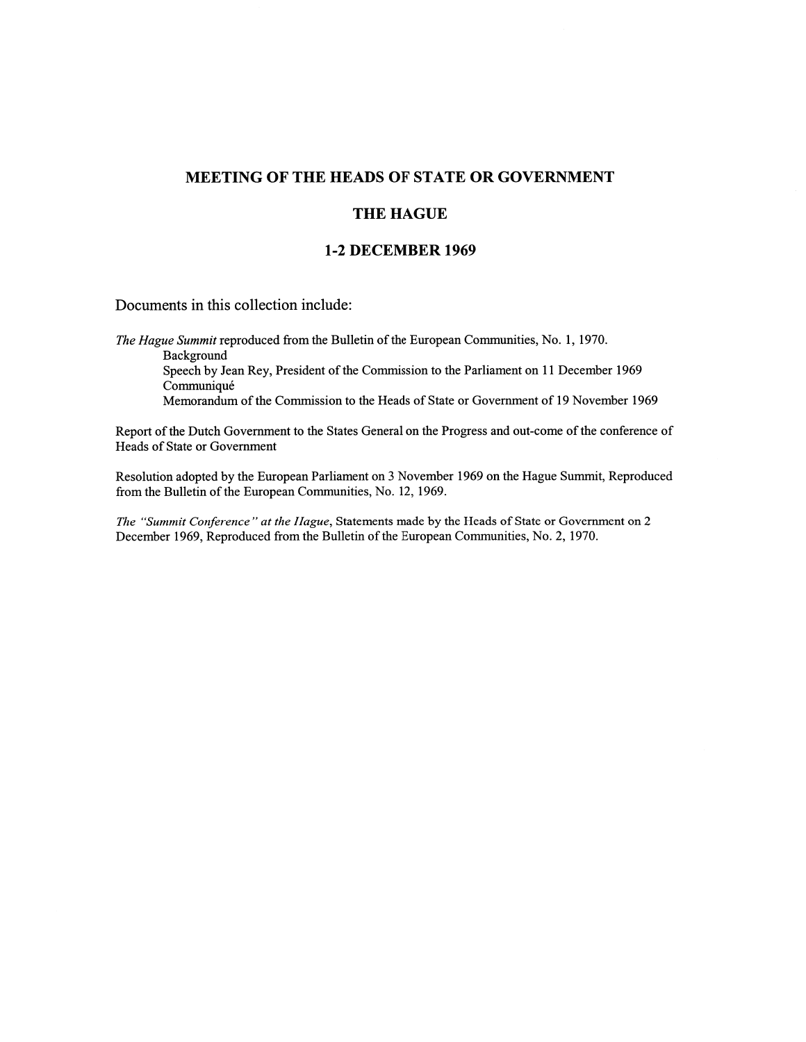# MEETING OF THE HEADS OF STATE OR GOVERNMENT

# THE HAGUE

# 1-2 DECEMBER 1969

Documents in this collection include:

*The Hague Summit* reproduced from the Bulletin of the European Communities, No. 1, 1970.

- Background
- Speech by Jean Rey, President of the Commission to the Parliament on 11 December 1969
- Communiqué
- Memorandum of the Commission to the Heads of State or Government of 19 November 1969

Report of the Dutch Government to the States General on the Progress and out-come of the conference of Heads of State or Government

Resolution adopted by the European Parliament on 3 November 1969 on the Hague Summit, Reproduced from the Bulletin of the European Communities, No. 12, 1969.

*The "Summit Conference" at the Hague*, Statements made by the Heads of State or Government on 2 December 1969, Reproduced from the Bulletin of the European Communities, No. 2, 1970.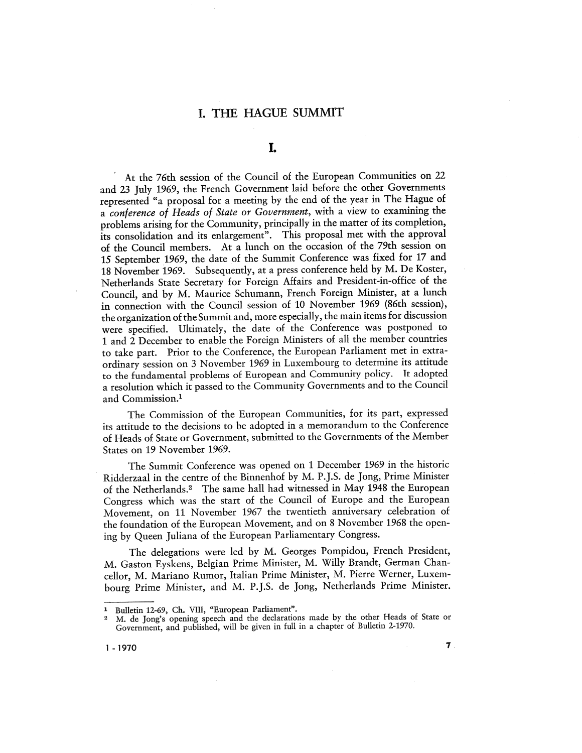# I. THE HAGUE SUMMIT

## I.

At the 76th session of the Council of the European Communities on 22 and 23 July 1969, the French Government laid before the other Governments represented "a proposal for a meeting by the end of the year in The Hague of a *conference of Heads of State or Government*, with a view to examining the problems arising for the Community, principally in the matter of its completion, its consolidation and its enlargement". This proposal met with the approval of the Council members. At a lunch on the occasion of the 79th session on 15 September 1969, the date of the Summit Conference was fixed for 17 and 18 November 1969. Subsequently, at a press conference held by M. De Koster, Netherlands State Secretary for Foreign Affairs and President-in-office of the Council, and by M. Maurice Schumann, French Foreign Minister, at a lunch in connection with the Council session of 10 November 1969 (86th session), the organization of the Summit and, more especially, the main items for discussion were specified. Ultimately, the date of the Conference was postponed to 1 and 2 December to enable the Foreign Ministers of all the member countries to take part. Prior to the Conference, the European Parliament met in extraordinary session on 3 November 1969 in Luxembourg to determine its attitude to the fundamental problems of European and Community policy. It adopted a resolution which it passed to the Community Governments and to the Council and Commission.[1]

The Commission of the European Communities, for its part, expressed its attitude to the decisions to be adopted in a memorandum to the Conference of Heads of State or Government, submitted to the Governments of the Member States on 19 November 1969.

The Summit Conference was opened on 1 December 1969 in the historic Ridderzaal in the centre of the Binnenhof by M. P.J.S. de Jong, Prime Minister of the Netherlands.[2] The same hall had witnessed in May 1948 the European Congress which was the start of the Council of Europe and the European Movement, on 11 November 1967 the twentieth anniversary celebration of the foundation of the European Movement, and on 8 November 1968 the opening by Queen Juliana of the European Parliamentary Congress.

The delegations were led by M. Georges Pompidou, French President, M. Gaston Eyskens, Belgian Prime Minister, M. Willy Brandt, German Chancellor, M. Mariano Rumor, Italian Prime Minister, M. Pierre Werner, Luxembourg Prime Minister, and M. P.J.S. de Jong, Netherlands Prime Minister.

---

[1] Bulletin 12-69, Ch. VIII, "European Parliament".

[2] M. de Jong's opening speech and the declarations made by the other Heads of State or Government, and published, will be given in full in a chapter of Bulletin 2-1970.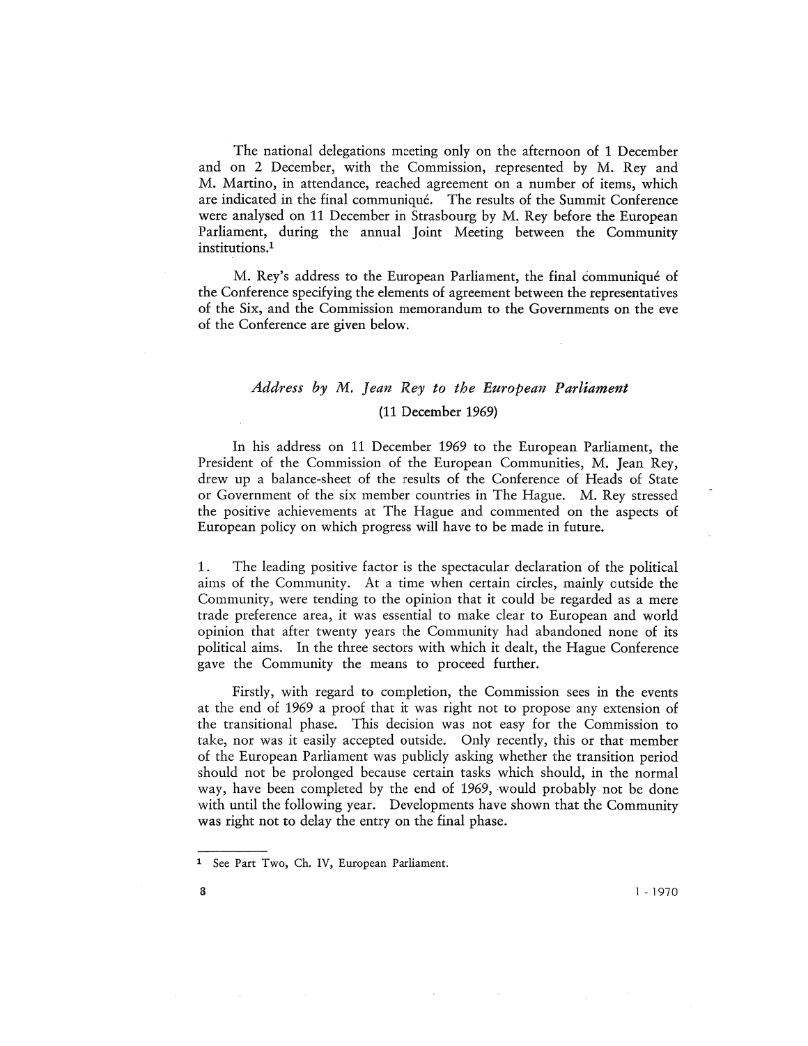The national delegations meeting only on the afternoon of 1 December and on 2 December, with the Commission, represented by M. Rey and M. Martino, in attendance, reached agreement on a number of items, which are indicated in the final communiqué. The results of the Summit Conference were analysed on 11 December in Strasbourg by M. Rey before the European Parliament, during the annual Joint Meeting between the Community institutions.[1]

M. Rey's address to the European Parliament, the final communiqué of the Conference specifying the elements of agreement between the representatives of the Six, and the Commission memorandum to the Governments on the eve of the Conference are given below.

## *Address by M. Jean Rey to the European Parliament*

### (11 December 1969)

In his address on 11 December 1969 to the European Parliament, the President of the Commission of the European Communities, M. Jean Rey, drew up a balance-sheet of the results of the Conference of Heads of State or Government of the six member countries in The Hague. M. Rey stressed the positive achievements at The Hague and commented on the aspects of European policy on which progress will have to be made in future.

1. The leading positive factor is the spectacular declaration of the political aims of the Community. At a time when certain circles, mainly outside the Community, were tending to the opinion that it could be regarded as a mere trade preference area, it was essential to make clear to European and world opinion that after twenty years the Community had abandoned none of its political aims. In the three sectors with which it dealt, the Hague Conference gave the Community the means to proceed further.

Firstly, with regard to completion, the Commission sees in the events at the end of 1969 a proof that it was right not to propose any extension of the transitional phase. This decision was not easy for the Commission to take, nor was it easily accepted outside. Only recently, this or that member of the European Parliament was publicly asking whether the transition period should not be prolonged because certain tasks which should, in the normal way, have been completed by the end of 1969, would probably not be done with until the following year. Developments have shown that the Community was right not to delay the entry on the final phase.

---

[1] See Part Two, Ch. IV, European Parliament.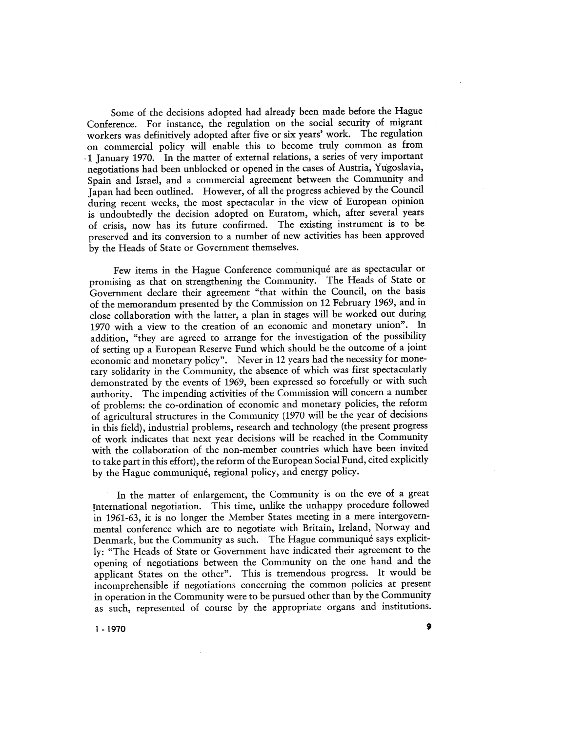Some of the decisions adopted had already been made before the Hague Conference. For instance, the regulation on the social security of migrant workers was definitively adopted after five or six years' work. The regulation on commercial policy will enable this to become truly common as from 1 January 1970. In the matter of external relations, a series of very important negotiations had been unblocked or opened in the cases of Austria, Yugoslavia, Spain and Israel, and a commercial agreement between the Community and Japan had been outlined. However, of all the progress achieved by the Council during recent weeks, the most spectacular in the view of European opinion is undoubtedly the decision adopted on Euratom, which, after several years of crisis, now has its future confirmed. The existing instrument is to be preserved and its conversion to a number of new activities has been approved by the Heads of State or Government themselves.

Few items in the Hague Conference communiqué are as spectacular or promising as that on strengthening the Community. The Heads of State or Government declare their agreement "that within the Council, on the basis of the memorandum presented by the Commission on 12 February 1969, and in close collaboration with the latter, a plan in stages will be worked out during 1970 with a view to the creation of an economic and monetary union". In addition, "they are agreed to arrange for the investigation of the possibility of setting up a European Reserve Fund which should be the outcome of a joint economic and monetary policy". Never in 12 years had the necessity for monetary solidarity in the Community, the absence of which was first spectacularly demonstrated by the events of 1969, been expressed so forcefully or with such authority. The impending activities of the Commission will concern a number of problems: the co-ordination of economic and monetary policies, the reform of agricultural structures in the Community (1970 will be the year of decisions in this field), industrial problems, research and technology (the present progress of work indicates that next year decisions will be reached in the Community with the collaboration of the non-member countries which have been invited to take part in this effort), the reform of the European Social Fund, cited explicitly by the Hague communiqué, regional policy, and energy policy.

In the matter of enlargement, the Community is on the eve of a great international negotiation. This time, unlike the unhappy procedure followed in 1961-63, it is no longer the Member States meeting in a mere intergovernmental conference which are to negotiate with Britain, Ireland, Norway and Denmark, but the Community as such. The Hague communiqué says explicitly: "The Heads of State or Government have indicated their agreement to the opening of negotiations between the Community on the one hand and the applicant States on the other". This is tremendous progress. It would be incomprehensible if negotiations concerning the common policies at present in operation in the Community were to be pursued other than by the Community as such, represented of course by the appropriate organs and institutions.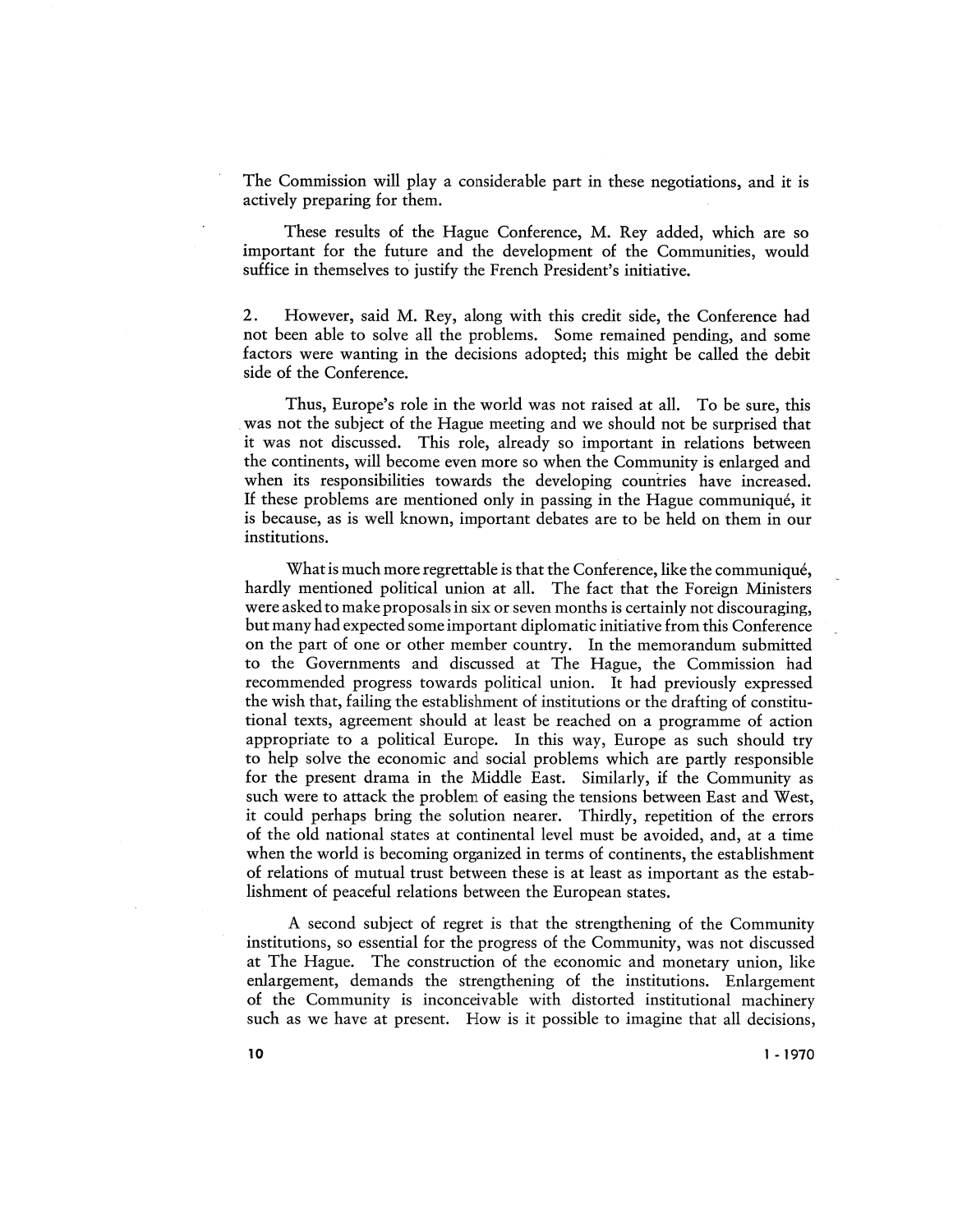The Commission will play a considerable part in these negotiations, and it is actively preparing for them.

These results of the Hague Conference, M. Rey added, which are so important for the future and the development of the Communities, would suffice in themselves to justify the French President's initiative.

2. However, said M. Rey, along with this credit side, the Conference had not been able to solve all the problems. Some remained pending, and some factors were wanting in the decisions adopted; this might be called the debit side of the Conference.

Thus, Europe's role in the world was not raised at all. To be sure, this was not the subject of the Hague meeting and we should not be surprised that it was not discussed. This role, already so important in relations between the continents, will become even more so when the Community is enlarged and when its responsibilities towards the developing countries have increased. If these problems are mentioned only in passing in the Hague communiqué, it is because, as is well known, important debates are to be held on them in our institutions.

What is much more regrettable is that the Conference, like the communiqué, hardly mentioned political union at all. The fact that the Foreign Ministers were asked to make proposals in six or seven months is certainly not discouraging, but many had expected some important diplomatic initiative from this Conference on the part of one or other member country. In the memorandum submitted to the Governments and discussed at The Hague, the Commission had recommended progress towards political union. It had previously expressed the wish that, failing the establishment of institutions or the drafting of constitutional texts, agreement should at least be reached on a programme of action appropriate to a political Europe. In this way, Europe as such should try to help solve the economic and social problems which are partly responsible for the present drama in the Middle East. Similarly, if the Community as such were to attack the problem of easing the tensions between East and West, it could perhaps bring the solution nearer. Thirdly, repetition of the errors of the old national states at continental level must be avoided, and, at a time when the world is becoming organized in terms of continents, the establishment of relations of mutual trust between these is at least as important as the establishment of peaceful relations between the European states.

A second subject of regret is that the strengthening of the Community institutions, so essential for the progress of the Community, was not discussed at The Hague. The construction of the economic and monetary union, like enlargement, demands the strengthening of the institutions. Enlargement of the Community is inconceivable with distorted institutional machinery such as we have at present. How is it possible to imagine that all decisions,